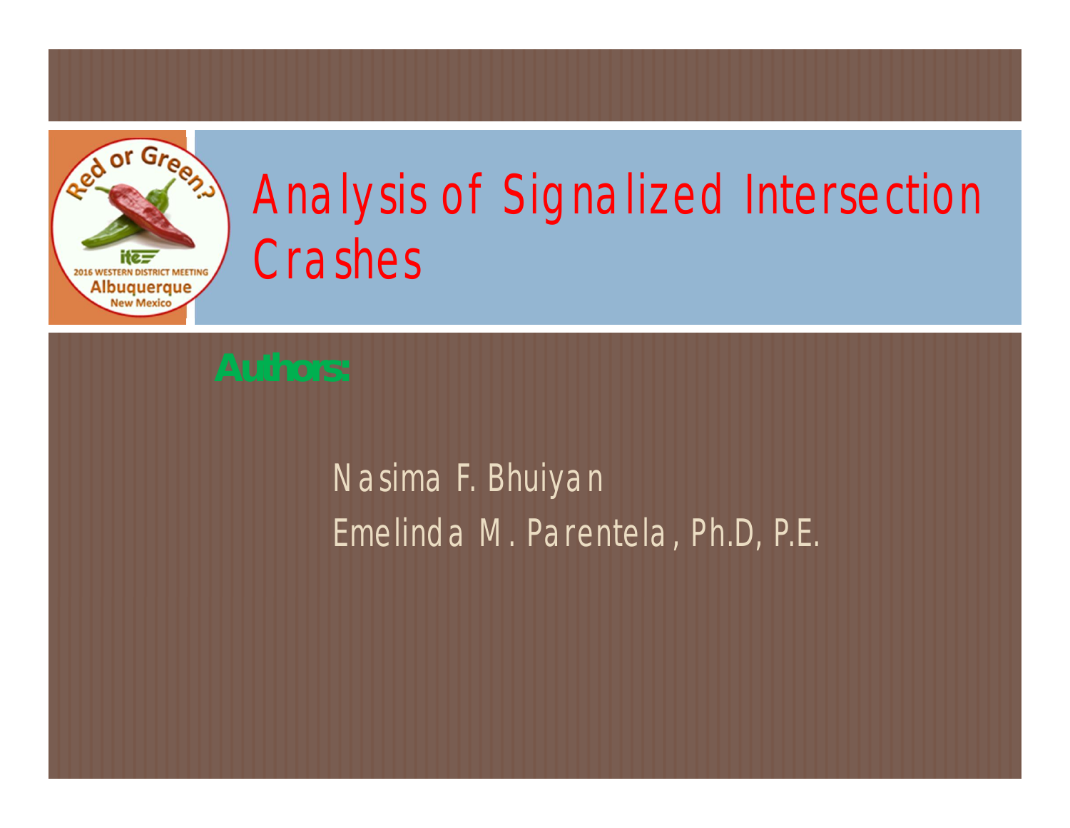# Analysis of Signalized Intersection Crashes

**Authors:**

Nasima F. Bhuiyan

Emelinda M. Parentela, Ph.D, P.E.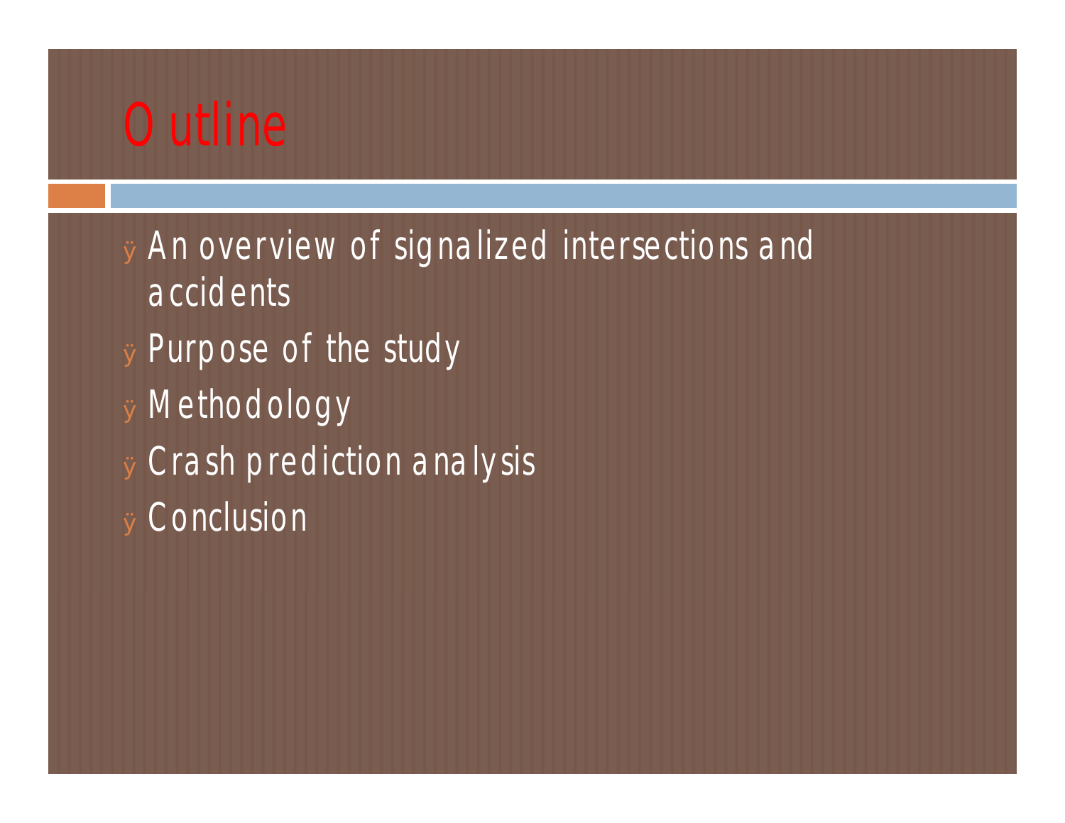# Outline

- An overview of signalized intersections and accidents
- Purpose of the study
- Methodology
- Crash prediction analysis
- Conclusion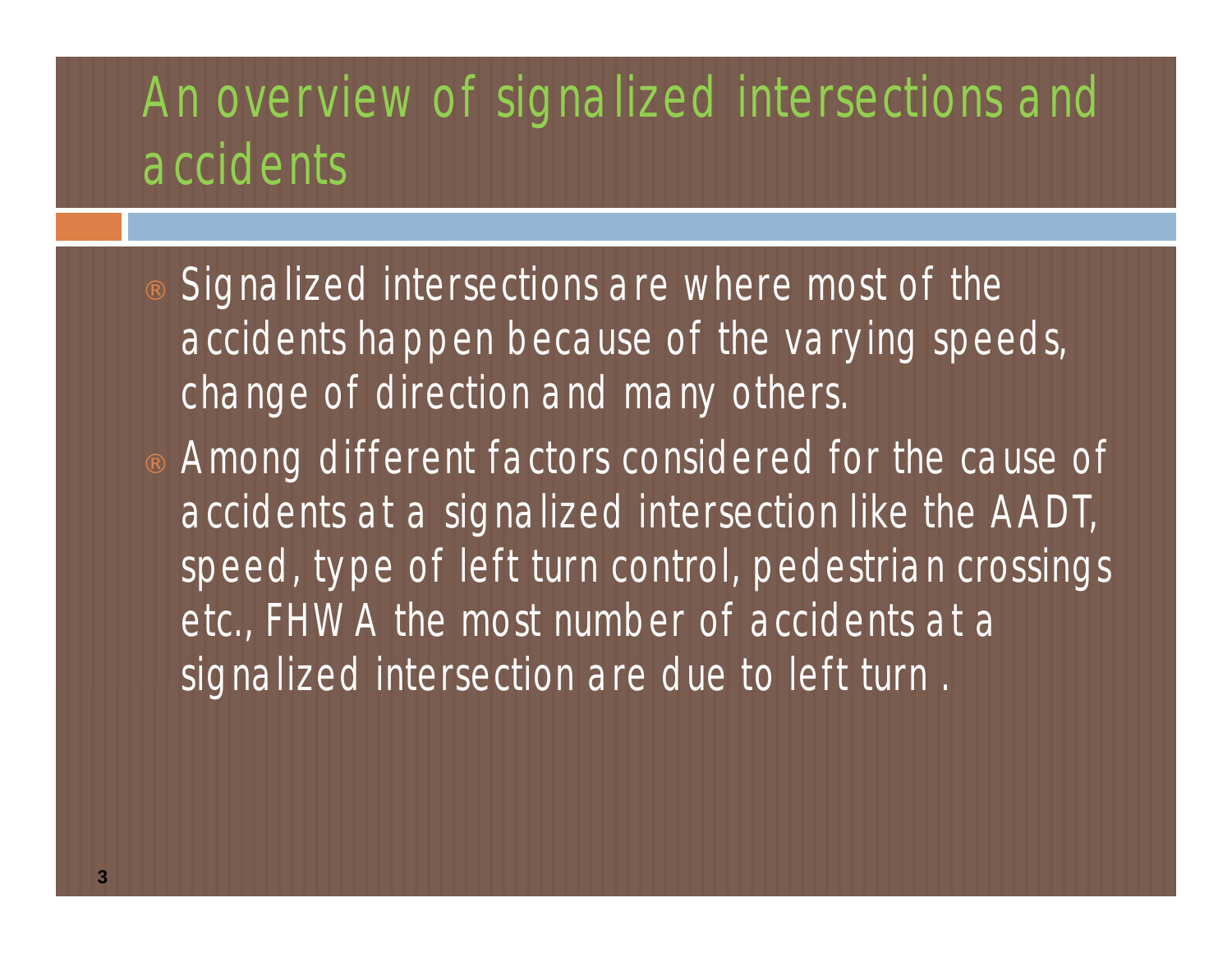# An overview of signalized intersections and accidents

- Signalized intersections are where most of the accidents happen because of the varying speeds, change of direction and many others.
- Among different factors considered for the cause of accidents at a signalized intersection like the AADT, speed, type of left turn control, pedestrian crossings etc., FHWA the most number of accidents at a signalized intersection are due to left turn .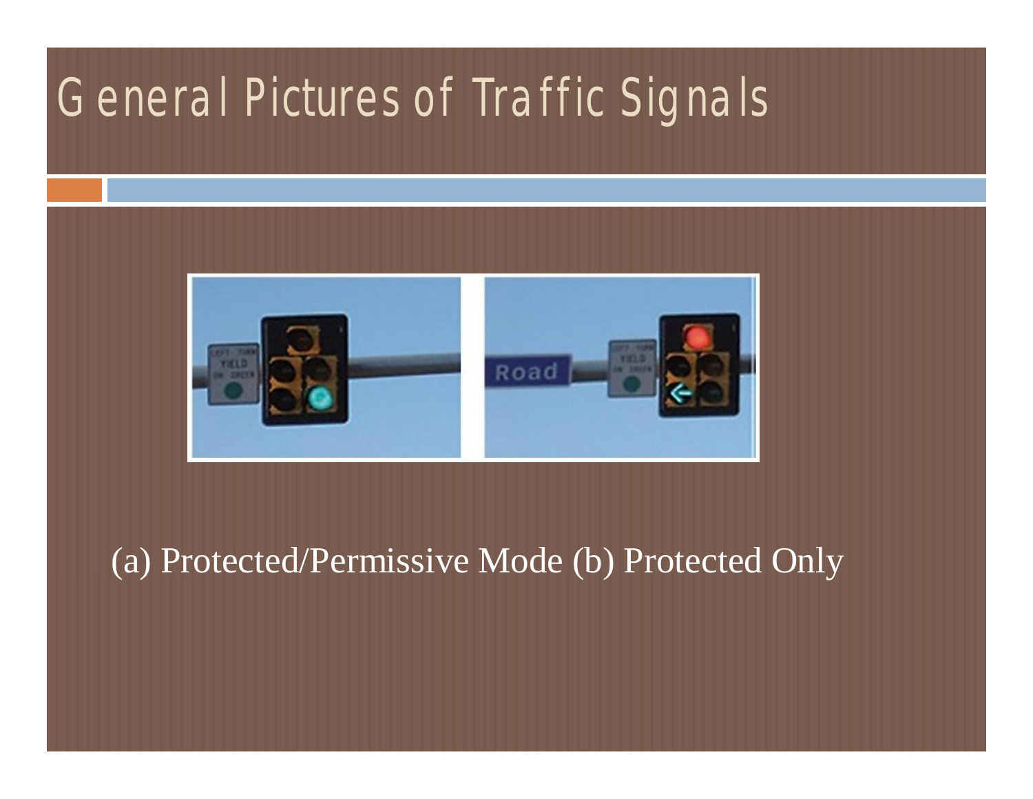# General Pictures of Traffic Signals

(a) Protected/Permissive Mode (b) Protected Only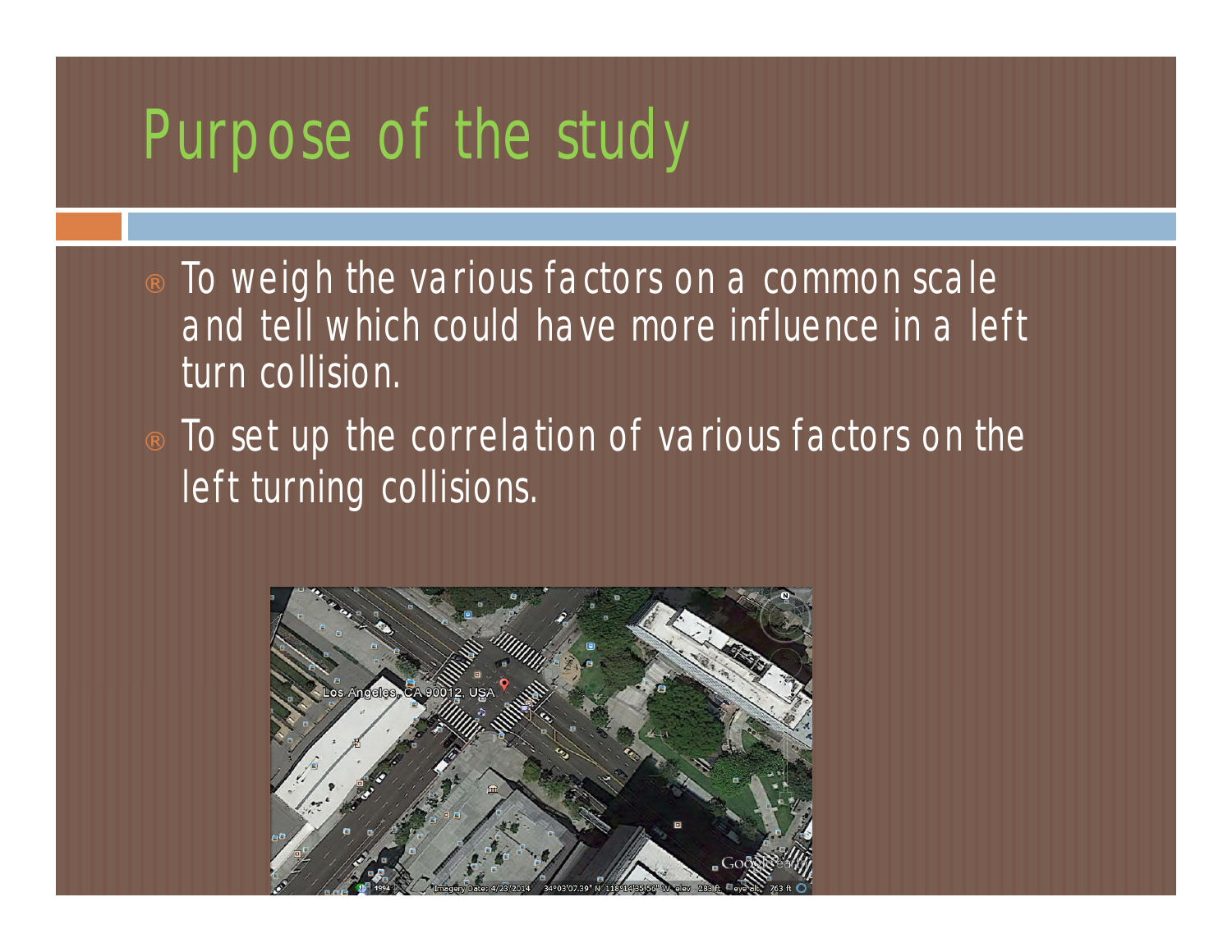# Purpose of the study

- To weigh the various factors on a common scale and tell which could have more influence in a left turn collision.
- To set up the correlation of various factors on the left turning collisions.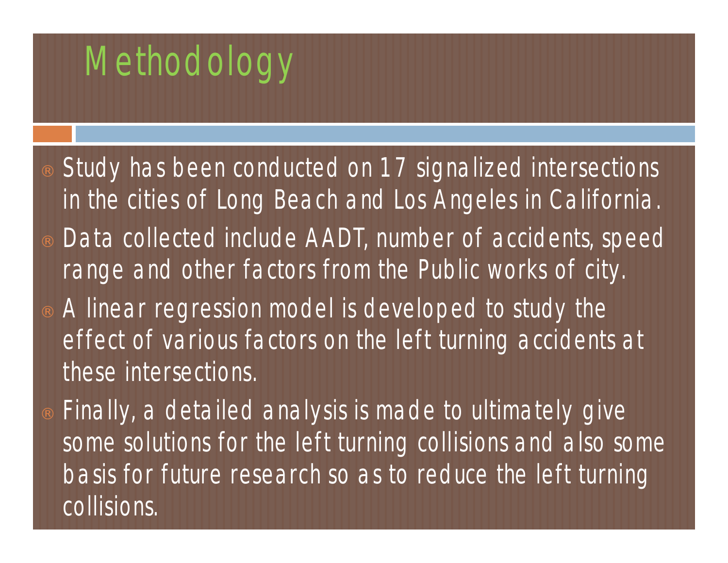# Methodology

- Study has been conducted on 17 signalized intersections in the cities of Long Beach and Los Angeles in California.
- Data collected include AADT, number of accidents, speed range and other factors from the Public works of city.
- A linear regression model is developed to study the effect of various factors on the left turning accidents at these intersections.
- Finally, a detailed analysis is made to ultimately give some solutions for the left turning collisions and also some basis for future research so as to reduce the left turning collisions.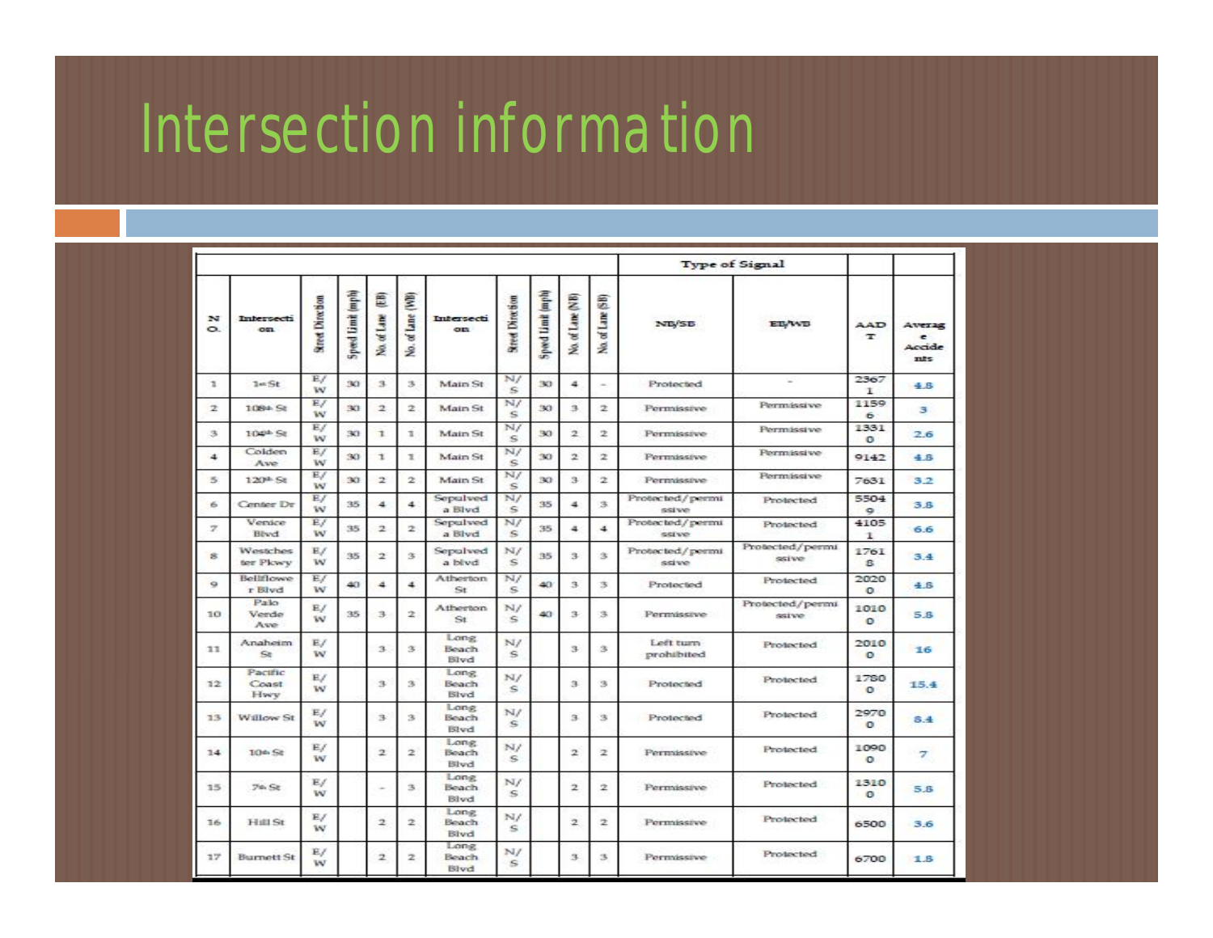# Intersection information

| | | | | | | | | | | | Type of Signal | | | |
|---|---|---|---|---|---|---|---|---|---|---|---|---|---|---|
| NO. | Intersection | Street Direction | Speed Limit (mph) | No. of Lane (EB) | No. of Lane (WB) | Intersection | Street Direction | Speed Limit (mph) | No. of Lane (NB) | No. of Lane (SB) | NB/SB | EB/WB | AADT | Average Accidents |
| 1 | 1st St | E/W | 30 | 3 | 3 | Main St | N/S | 30 | 4 | - | Protected | - | 23671 | 4.8 |
| 2 | 108th St | E/W | 30 | 2 | 2 | Main St | N/S | 30 | 3 | 2 | Permissive | Permissive | 11596 | 3 |
| 3 | 104th St | E/W | 30 | 1 | 1 | Main St | N/S | 30 | 2 | 2 | Permissive | Permissive | 13310 | 2.6 |
| 4 | Colden Ave | E/W | 30 | 1 | 1 | Main St | N/S | 30 | 2 | 2 | Permissive | Permissive | 9142 | 4.8 |
| 5 | 120th St | E/W | 30 | 2 | 2 | Main St | N/S | 30 | 3 | 2 | Permissive | Permissive | 7631 | 3.2 |
| 6 | Center Dr | E/W | 35 | 4 | 4 | Sepulveda Blvd | N/S | 35 | 4 | 3 | Protected/permissive | Protected | 55049 | 3.8 |
| 7 | Venice Blvd | E/W | 35 | 2 | 2 | Sepulveda Blvd | N/S | 35 | 4 | 4 | Protected/permissive | Protected | 41051 | 6.6 |
| 8 | Westchester Pkwy | E/W | 35 | 2 | 3 | Sepulveda blvd | N/S | 35 | 3 | 3 | Protected/permissive | Protected/permissive | 17618 | 3.4 |
| 9 | Bellflower Blvd | E/W | 40 | 4 | 4 | Atherton St | N/S | 40 | 3 | 3 | Protected | Protected | 20200 | 4.8 |
| 10 | Palo Verde Ave | E/W | 35 | 3 | 2 | Atherton St | N/S | 40 | 3 | 3 | Permissive | Protected/permissive | 10100 | 5.8 |
| 11 | Anaheim St | E/W | | 3 | 3 | Long Beach Blvd | N/S | | 3 | 3 | Left turn prohibited | Protected | 20100 | 16 |
| 12 | Pacific Coast Hwy | E/W | | 3 | 3 | Long Beach Blvd | N/S | | 3 | 3 | Protected | Protected | 17800 | 15.4 |
| 13 | Willow St | E/W | | 3 | 3 | Long Beach Blvd | N/S | | 3 | 3 | Protected | Protected | 29700 | 8.4 |
| 14 | 10th St | E/W | | 2 | 2 | Long Beach Blvd | N/S | | 2 | 2 | Permissive | Protected | 10900 | 7 |
| 15 | 7th St | E/W | | - | 3 | Long Beach Blvd | N/S | | 2 | 2 | Permissive | Protected | 13100 | 5.8 |
| 16 | Hill St | E/W | | 2 | 2 | Long Beach Blvd | N/S | | 2 | 2 | Permissive | Protected | 6500 | 3.6 |
| 17 | Burnett St | E/W | | 2 | 2 | Long Beach Blvd | N/S | | 3 | 3 | Permissive | Protected | 6700 | 1.8 |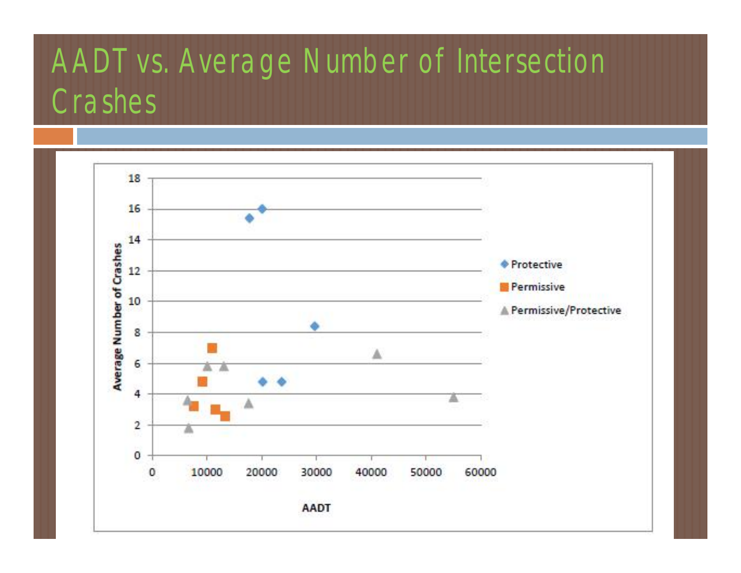# AADT vs. Average Number of Intersection Crashes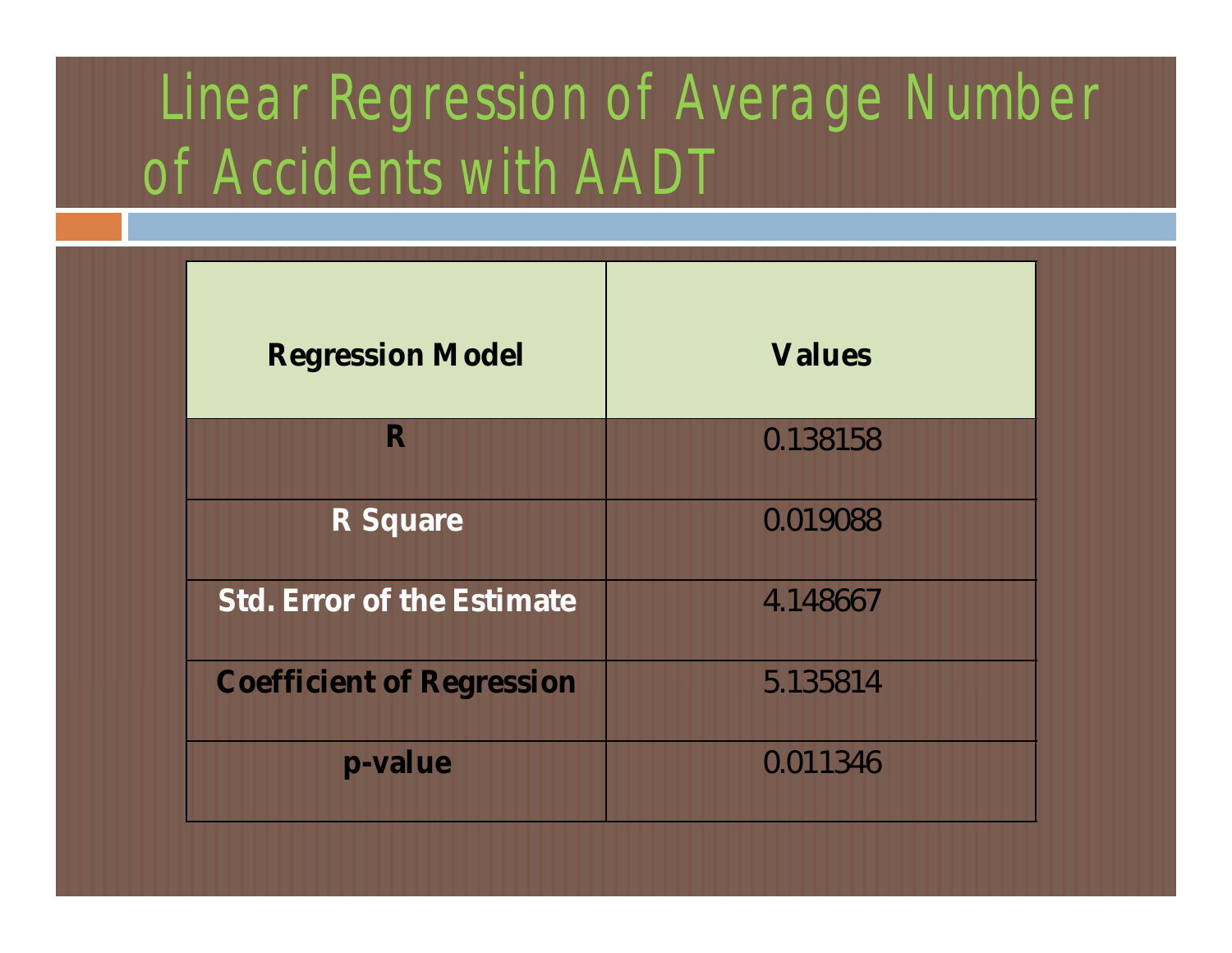# Linear Regression of Average Number of Accidents with AADT

| Regression Model | Values |
| --- | --- |
| **R** | 0.138158 |
| **R Square** | 0.019088 |
| **Std. Error of the Estimate** | 4.148667 |
| **Coefficient of Regression** | 5.135814 |
| **p-value** | 0.011346 |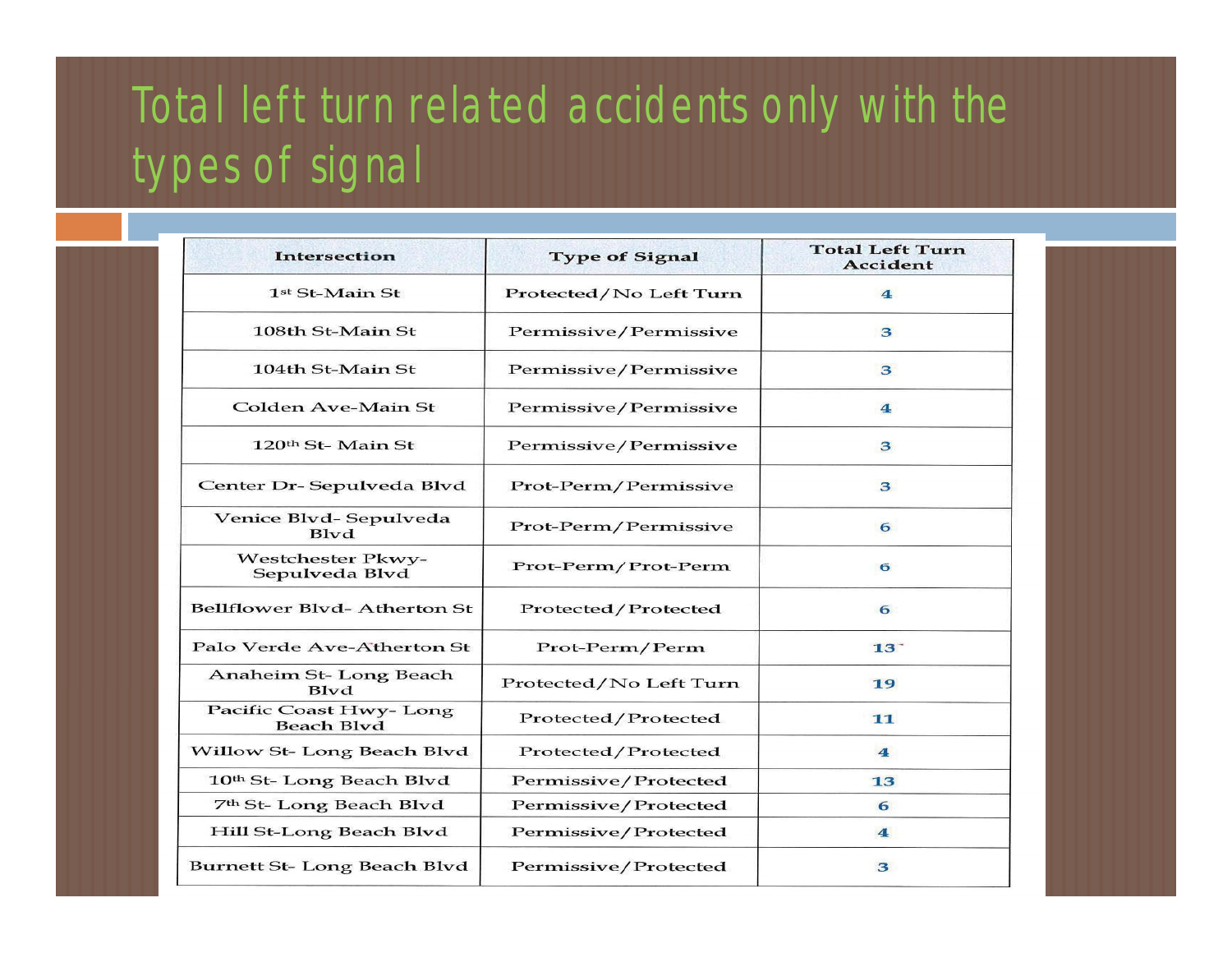# Total left turn related accidents only with the types of signal

| Intersection | Type of Signal | Total Left Turn Accident |
|---|---|---|
| 1st St-Main St | Protected/No Left Turn | 4 |
| 108th St-Main St | Permissive/Permissive | 3 |
| 104th St-Main St | Permissive/Permissive | 3 |
| Colden Ave-Main St | Permissive/Permissive | 4 |
| 120th St- Main St | Permissive/Permissive | 3 |
| Center Dr- Sepulveda Blvd | Prot-Perm/Permissive | 3 |
| Venice Blvd- Sepulveda Blvd | Prot-Perm/Permissive | 6 |
| Westchester Pkwy-Sepulveda Blvd | Prot-Perm/Prot-Perm | 6 |
| Bellflower Blvd- Atherton St | Protected/Protected | 6 |
| Palo Verde Ave-Atherton St | Prot-Perm/Perm | 13 |
| Anaheim St- Long Beach Blvd | Protected/No Left Turn | 19 |
| Pacific Coast Hwy- Long Beach Blvd | Protected/Protected | 11 |
| Willow St- Long Beach Blvd | Protected/Protected | 4 |
| 10th St- Long Beach Blvd | Permissive/Protected | 13 |
| 7th St- Long Beach Blvd | Permissive/Protected | 6 |
| Hill St-Long Beach Blvd | Permissive/Protected | 4 |
| Burnett St- Long Beach Blvd | Permissive/Protected | 3 |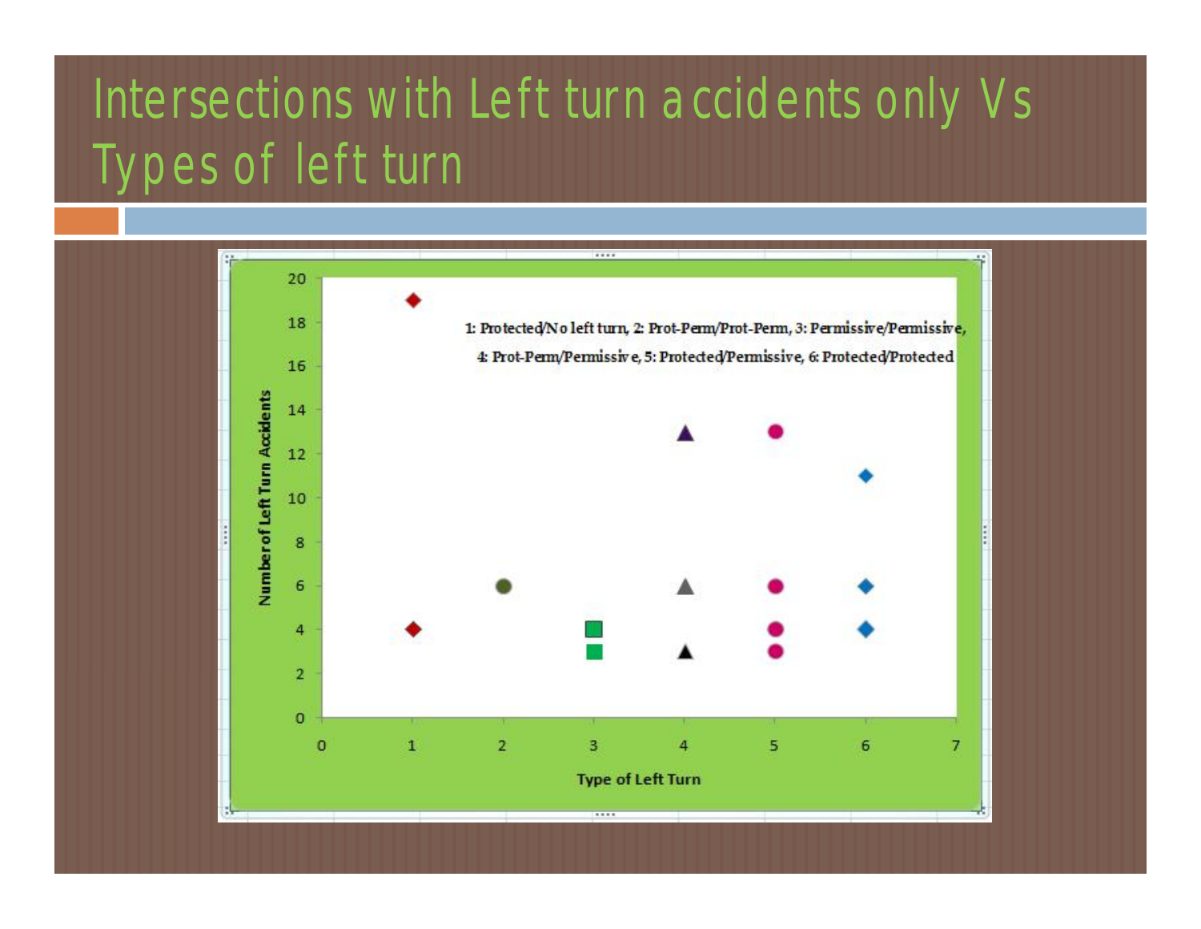# Intersections with Left turn accidents only Vs Types of left turn

1: Protected/No left turn, 2: Prot-Perm/Prot-Perm, 3: Permissive/Permissive, 4: Prot-Perm/Permissive, 5: Protected/Permissive, 6: Protected/Protected

Number of Left Turn Accidents

Type of Left Turn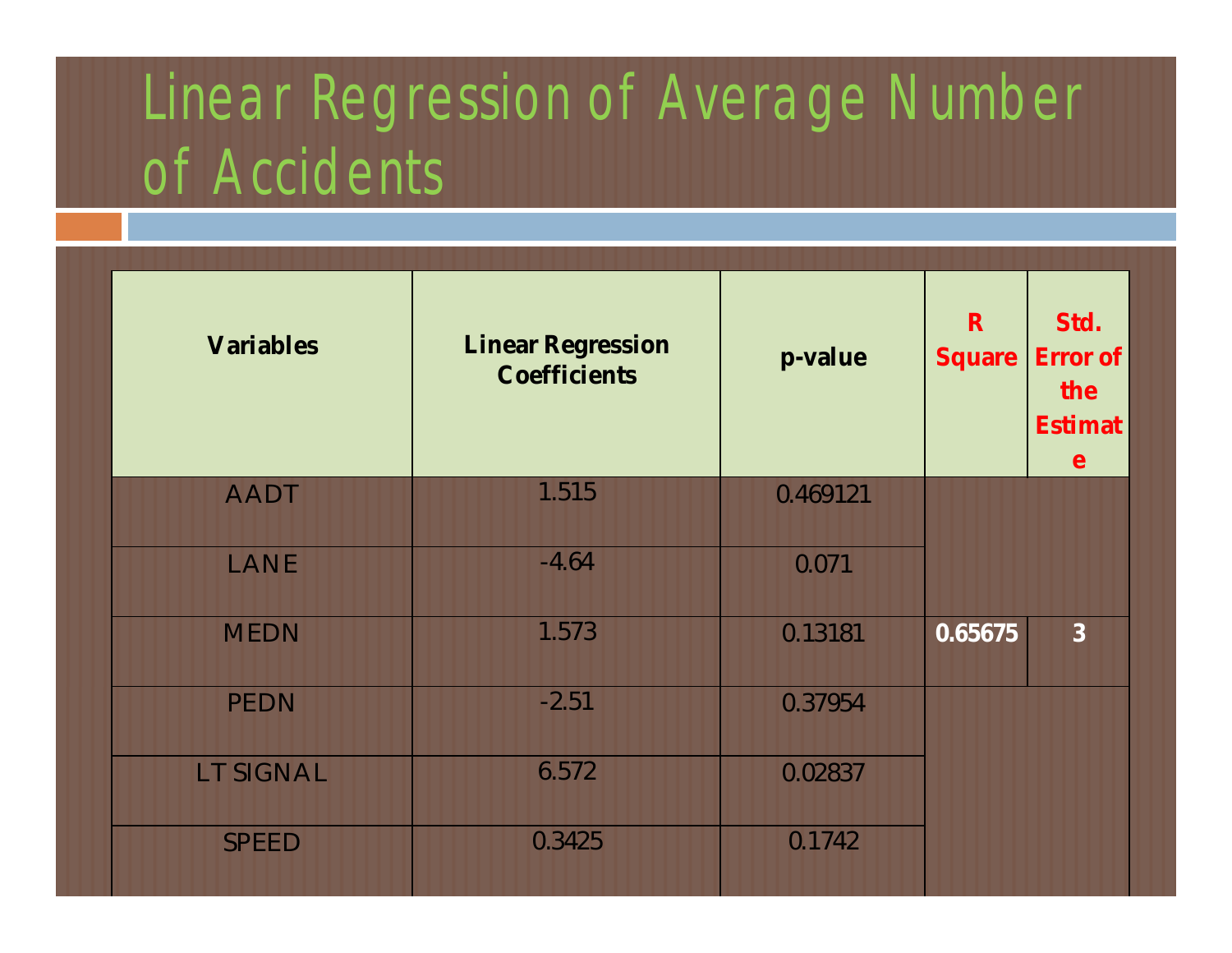# Linear Regression of Average Number of Accidents

| Variables | Linear Regression Coefficients | p-value | R Square | Std. Error of the Estimate |
|---|---|---|---|---|
| AADT | 1.515 | 0.469121 | | |
| LANE | -4.64 | 0.071 | | |
| MEDN | 1.573 | 0.13181 | 0.65675 | 3 |
| PEDN | -2.51 | 0.37954 | | |
| LT SIGNAL | 6.572 | 0.02837 | | |
| SPEED | 0.3425 | 0.1742 | | |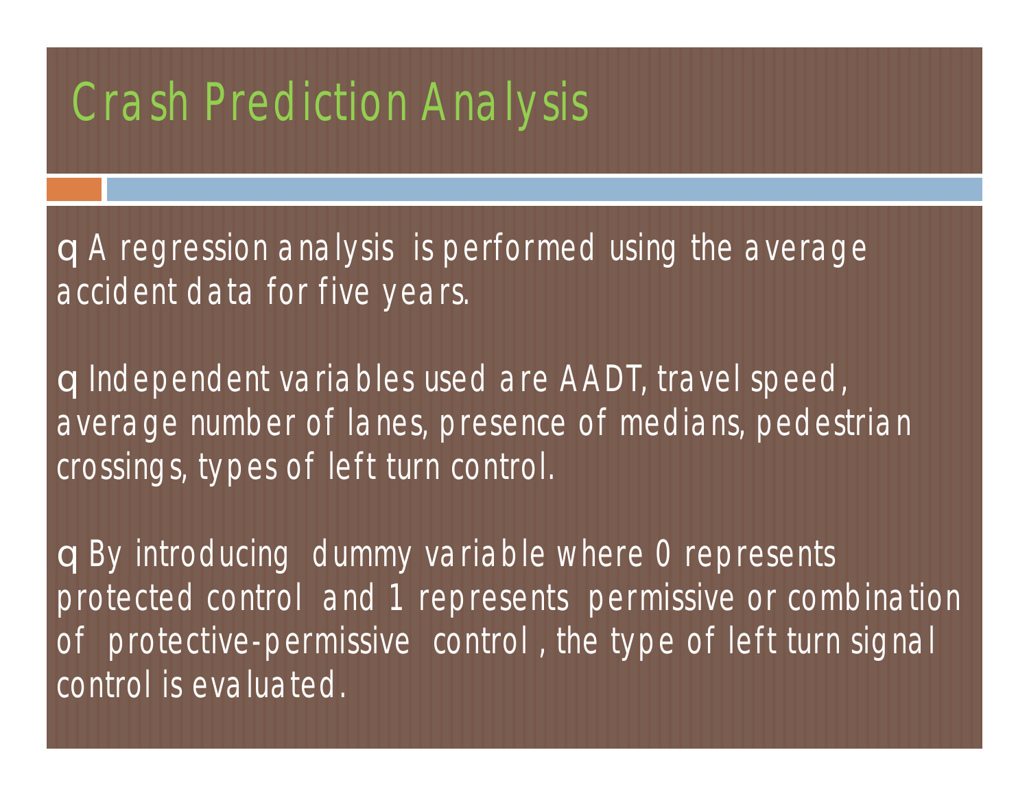# Crash Prediction Analysis

- A regression analysis is performed using the average accident data for five years.

- Independent variables used are AADT, travel speed, average number of lanes, presence of medians, pedestrian crossings, types of left turn control.

- By introducing dummy variable where 0 represents protected control and 1 represents permissive or combination of protective-permissive control, the type of left turn signal control is evaluated.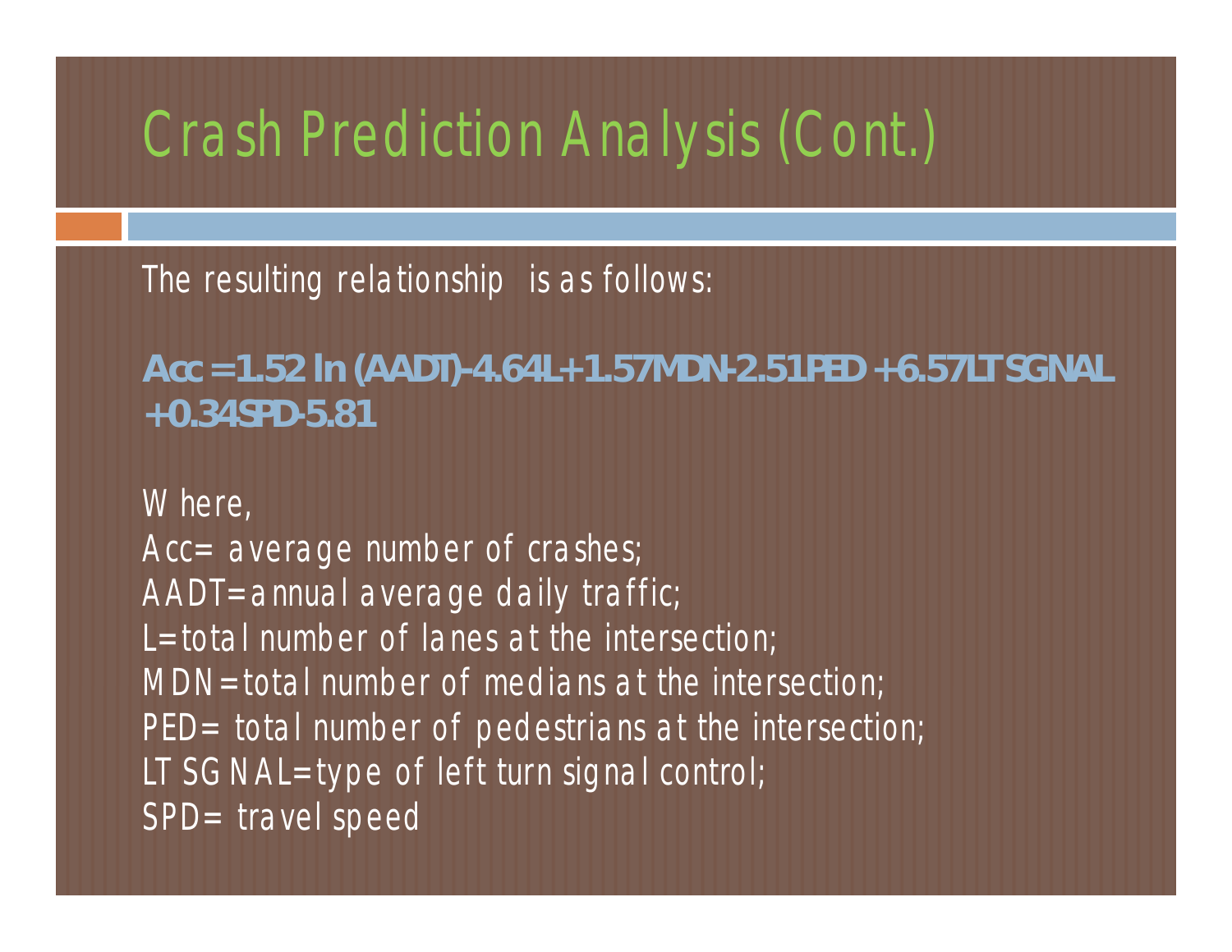# Crash Prediction Analysis (Cont.)

The resulting relationship is as follows:

$$Acc = 1.52 \ln(AADT) - 4.64L + 1.57MDN - 2.51PED + 6.57LTSGNAL + 0.34SPD - 5.81$$

Where,

Acc= average number of crashes;
AADT=annual average daily traffic;
L=total number of lanes at the intersection;
MDN=total number of medians at the intersection;
PED= total number of pedestrians at the intersection;
LTSGNAL=type of left turn signal control;
SPD= travel speed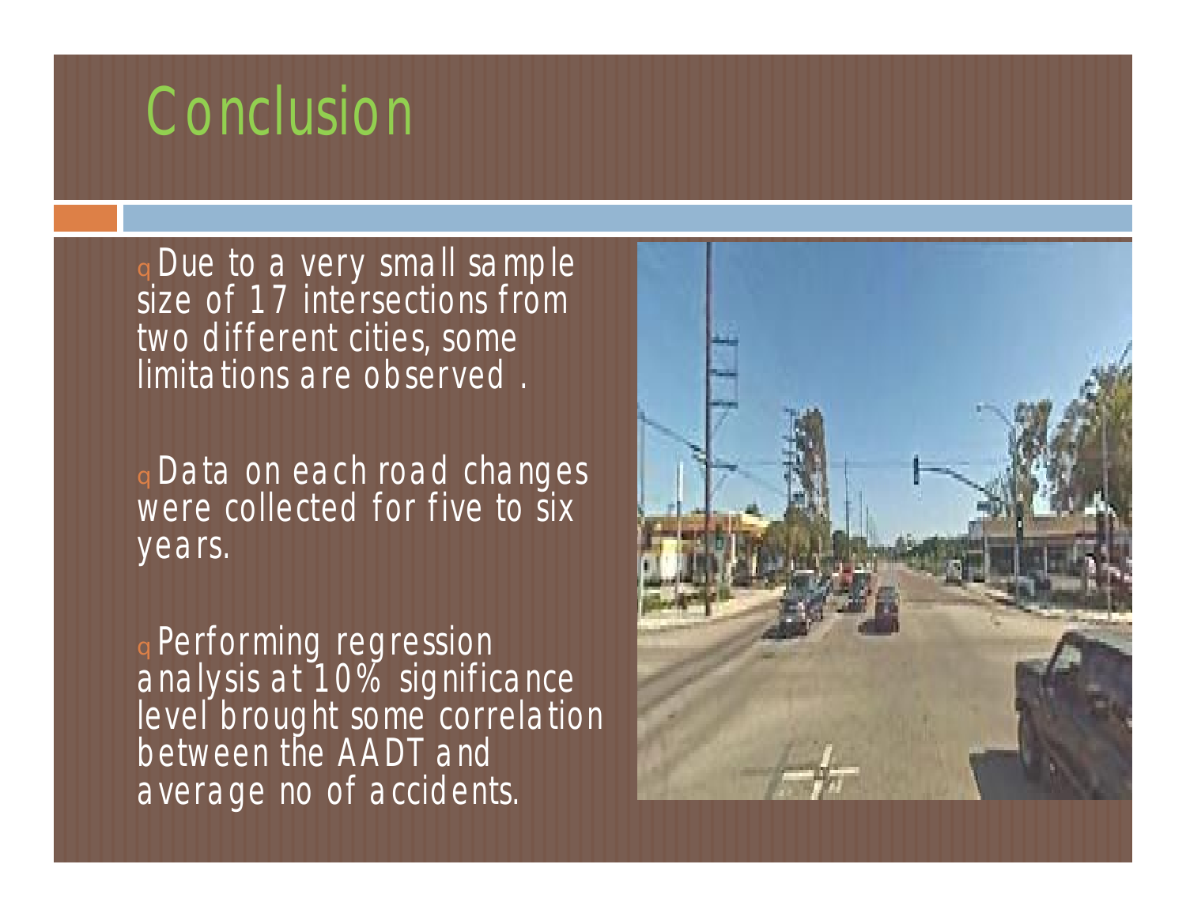# Conclusion

- Due to a very small sample size of 17 intersections from two different cities, some limitations are observed .

- Data on each road changes were collected for five to six years.

- Performing regression analysis at 10% significance level brought some correlation between the AADT and average no of accidents.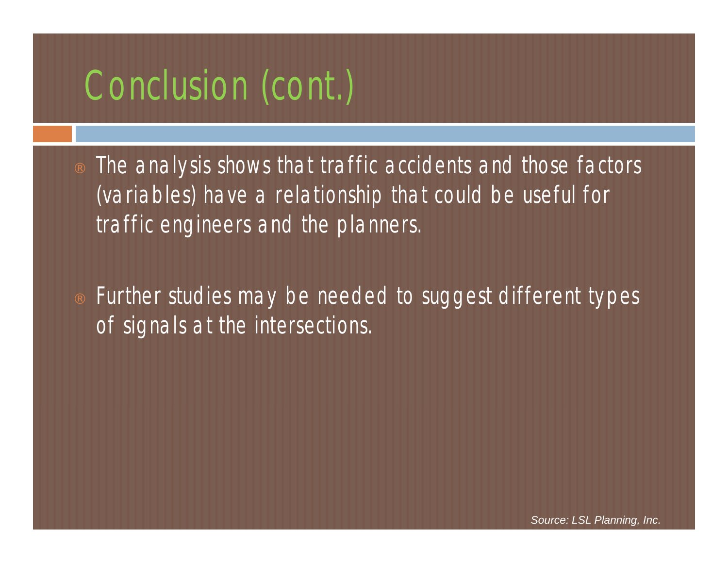# Conclusion (cont.)

- The analysis shows that traffic accidents and those factors (variables) have a relationship that could be useful for traffic engineers and the planners.

- Further studies may be needed to suggest different types of signals at the intersections.

*Source: LSL Planning, Inc.*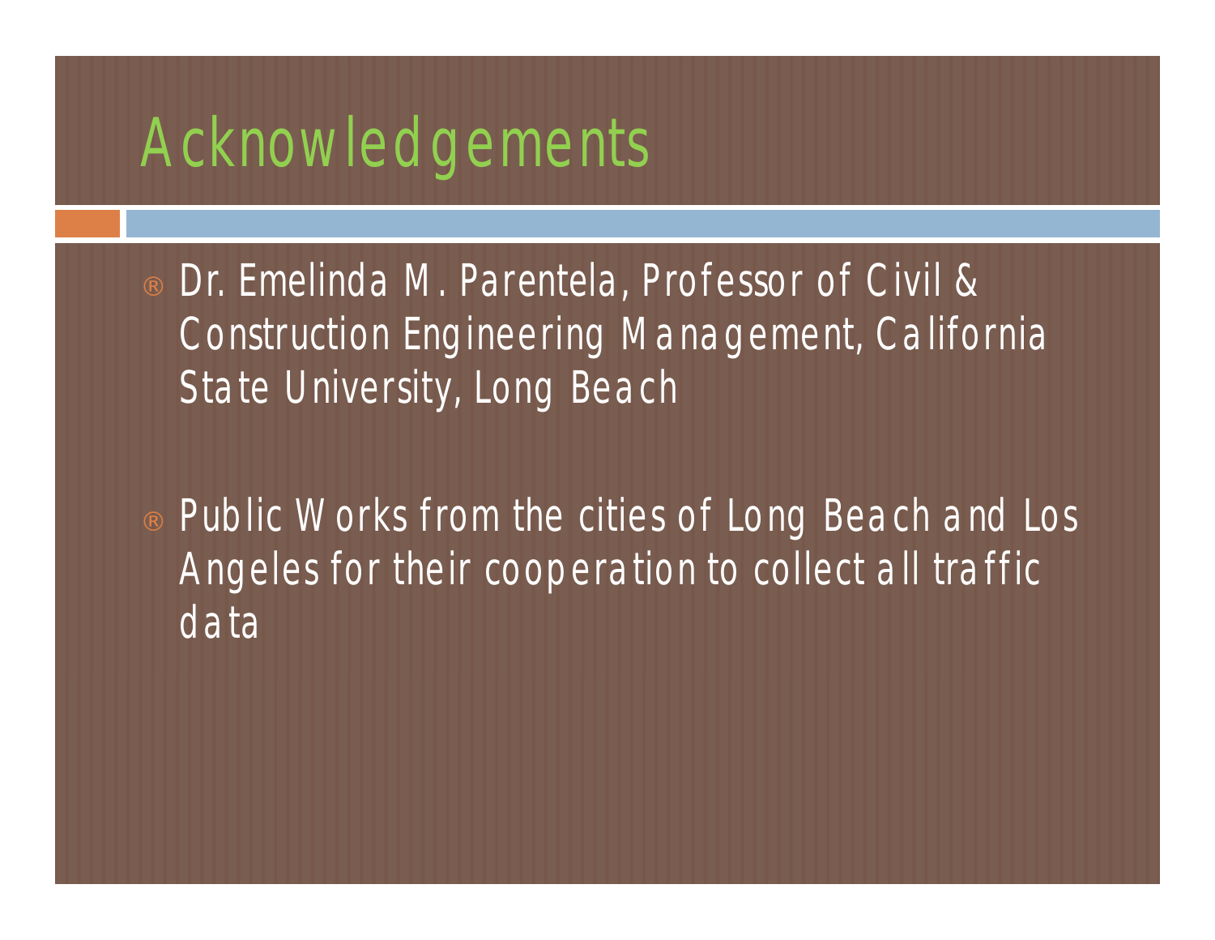# Acknowledgements

- Dr. Emelinda M. Parentela, Professor of Civil & Construction Engineering Management, California State University, Long Beach

- Public Works from the cities of Long Beach and Los Angeles for their cooperation to collect all traffic data